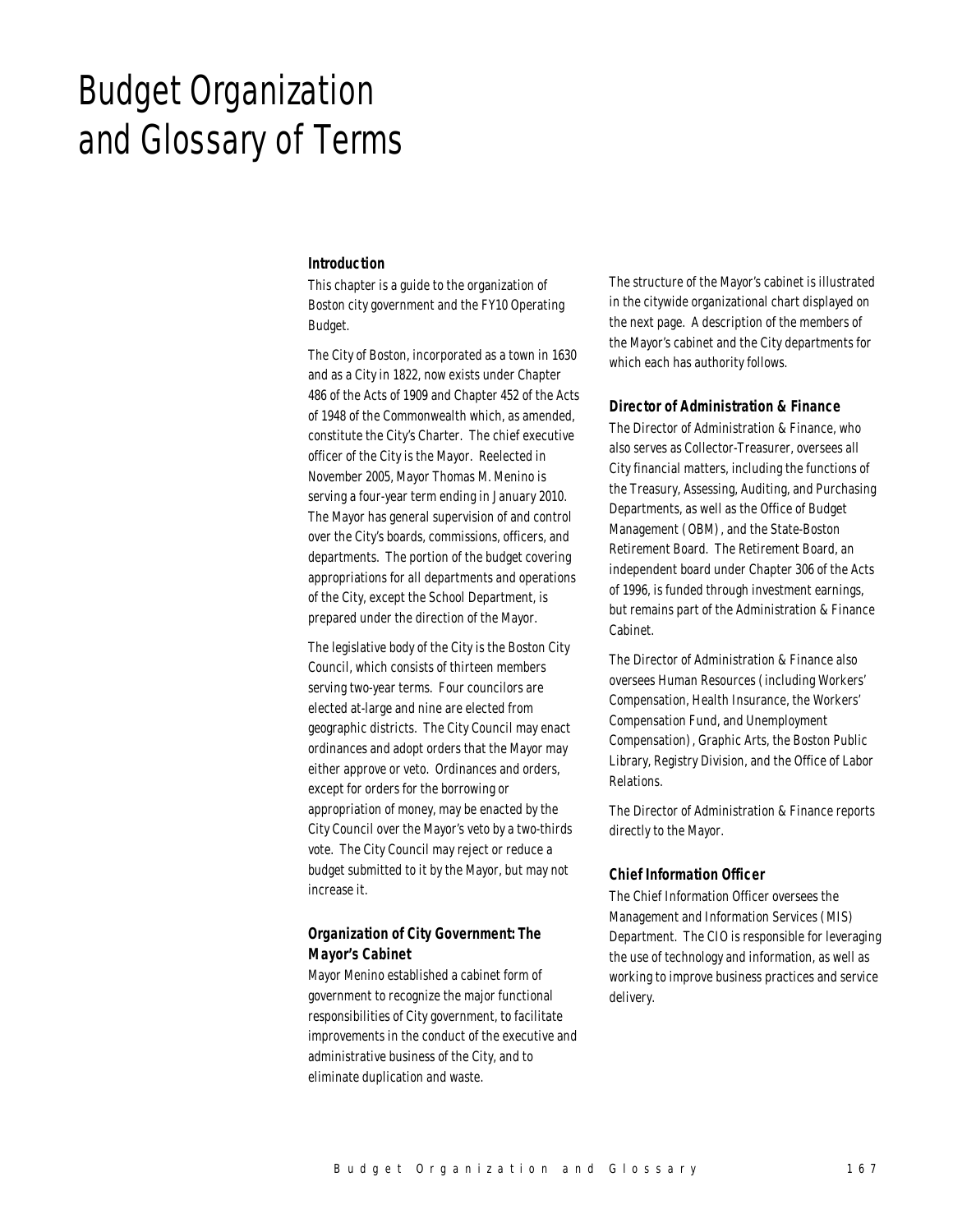# Budget Organization and Glossary of Terms

### Introduction

This chapter is a guide to the organization of Boston city government and the FY10 Operating Budget.

The City of Boston, incorporated as a town in 1630 and as a City in 1822, now exists under Chapter 486 of the Acts of 1909 and Chapter 452 of the Acts of 1948 of the Commonwealth which, as amended, constitute the City's Charter. The chief executive officer of the City is the Mayor. Reelected in November 2005, Mayor Thomas M. Menino is serving a four-year term ending in January 2010. The Mayor has general supervision of and control over the City's boards, commissions, officers, and departments. The portion of the budget covering appropriations for all departments and operations of the City, except the School Department, is prepared under the direction of the Mayor.

The legislative body of the City is the Boston City Council, which consists of thirteen members serving two-year terms. Four councilors are elected at-large and nine are elected from geographic districts. The City Council may enact ordinances and adopt orders that the Mayor may either approve or veto. Ordinances and orders, except for orders for the borrowing or appropriation of money, may be enacted by the City Council over the Mayor's veto by a two-thirds vote. The City Council may reject or reduce a budget submitted to it by the Mayor, but may not increase it.

### Organization of City Government: The Mayor's Cabinet

Mayor Menino established a cabinet form of government to recognize the major functional responsibilities of City government, to facilitate improvements in the conduct of the executive and administrative business of the City, and to eliminate duplication and waste.

The structure of the Mayor's cabinet is illustrated in the citywide organizational chart displayed on the next page. A description of the members of the Mayor's cabinet and the City departments for which each has authority follows.

### Director of Administration & Finance

The Director of Administration & Finance, who also serves as Collector-Treasurer, oversees all City financial matters, including the functions of the Treasury, Assessing, Auditing, and Purchasing Departments, as well as the Office of Budget Management (OBM), and the State-Boston Retirement Board. The Retirement Board, an independent board under Chapter 306 of the Acts of 1996, is funded through investment earnings, but remains part of the Administration & Finance Cabinet.

The Director of Administration & Finance also oversees Human Resources (including Workers' Compensation, Health Insurance, the Workers' Compensation Fund, and Unemployment Compensation), Graphic Arts, the Boston Public Library, Registry Division, and the Office of Labor Relations.

The Director of Administration & Finance reports directly to the Mayor.

### Chief Information Officer

The Chief Information Officer oversees the Management and Information Services (MIS) Department. The CIO is responsible for leveraging the use of technology and information, as well as working to improve business practices and service delivery.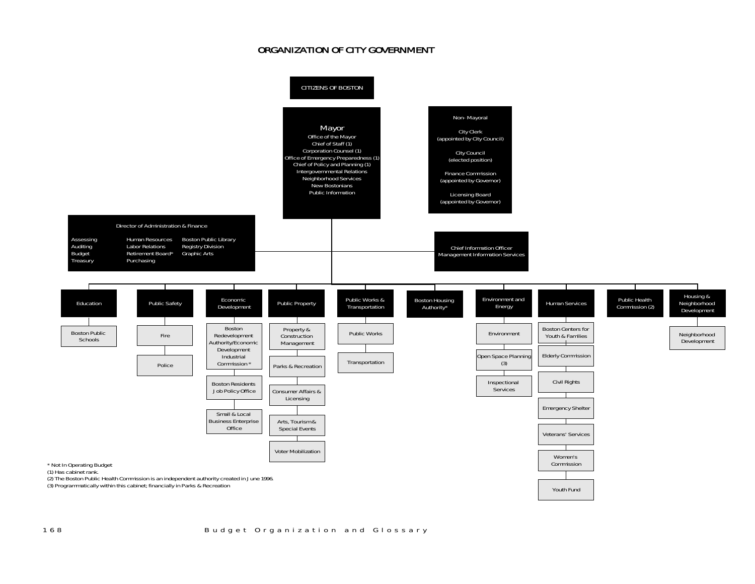# ORGANIZATION OF CITY GOVERNMENT

**CITIZENS OF BOSTON**

**Mayor**
- Office of the Mayor
- Chief of Staff (1)
- Corporation Counsel (1)
- Office of Emergency Preparedness (1)
- Chief of Policy and Planning (1)
- Intergovernmental Relations
- Neighborhood Services
- New Bostonians
- Public Information

**Non- Mayoral**
- City Clerk (appointed by City Council)
- City Council (elected position)
- Finance Commission (appointed by Governor)
- Licensing Board (appointed by Governor)

**Director of Administration & Finance**
- Assessing
- Auditing
- Budget
- Treasury
- Human Resources
- Labor Relations
- Retirement Board*
- Purchasing
- Boston Public Library
- Registry Division
- Graphic Arts

**Chief Information Officer**
- Management Information Services

**Education**
- Boston Public Schools

**Public Safety**
- Fire
- Police

**Economic Development**
- Boston Redevelopment Authority/Economic Development Industrial Commission *
- Boston Residents Job Policy Office
- Small & Local Business Enterprise Office

**Public Property**
- Property & Construction Management
- Parks & Recreation
- Consumer Affairs & Licensing
- Arts, Tourism & Special Events
- Voter Mobilization

**Public Works & Transportation**
- Public Works
- Transportation

**Boston Housing Authority***

**Environment and Energy**
- Environment
- Open Space Planning (3)
- Inspectional Services

**Human Services**
- Boston Centers for Youth & Families
- Elderly Commission
- Civil Rights
- Emergency Shelter
- Veterans' Services
- Women's Commission
- Youth Fund

**Public Health Commission (2)**

**Housing & Neighborhood Development**
- Neighborhood Development

\* Not In Operating Budget
(1) Has cabinet rank.
(2) The Boston Public Health Commission is an independent authority created in June 1996.
(3) Programmatically within this cabinet; financially in Parks & Recreation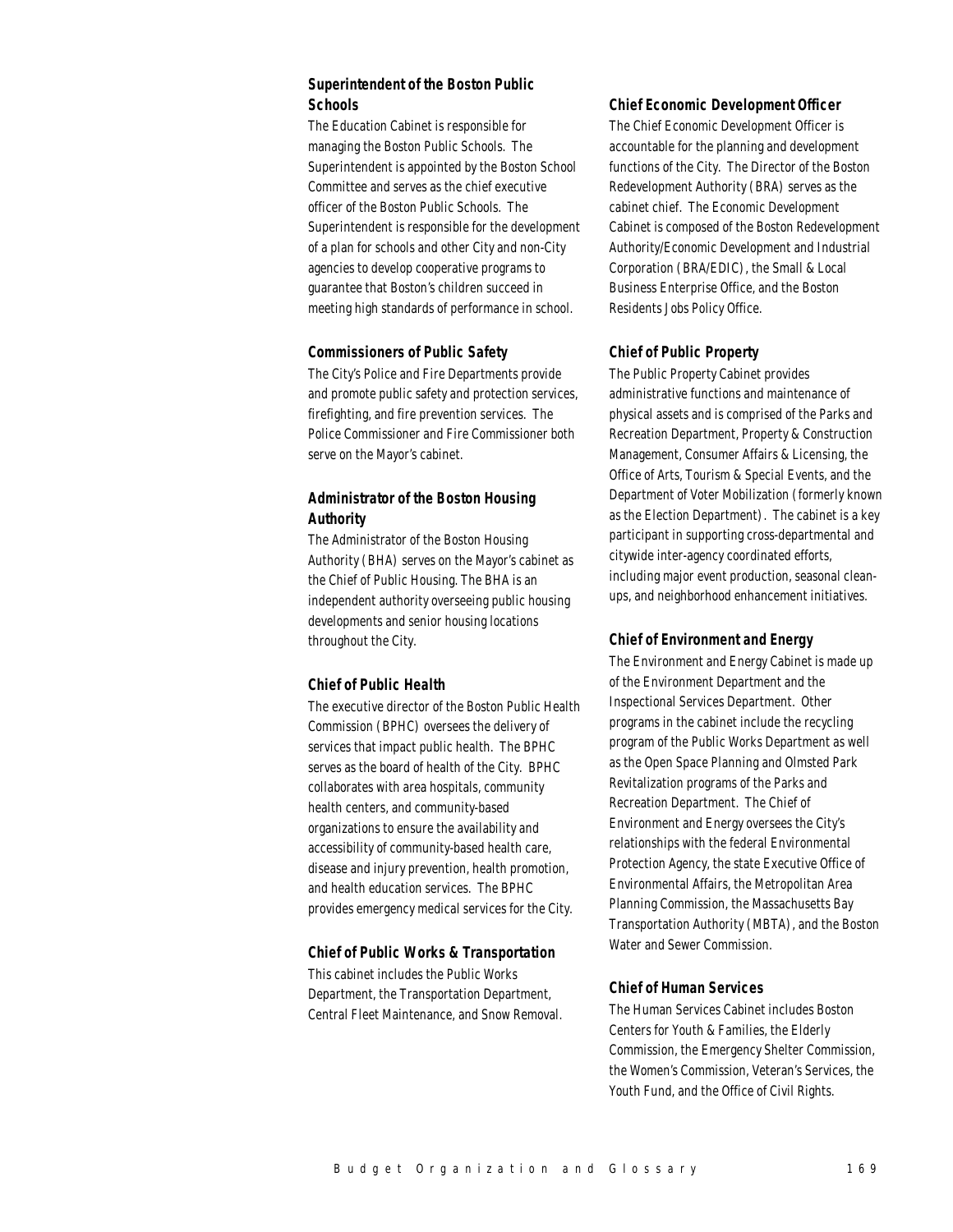### Superintendent of the Boston Public Schools

The Education Cabinet is responsible for managing the Boston Public Schools. The Superintendent is appointed by the Boston School Committee and serves as the chief executive officer of the Boston Public Schools. The Superintendent is responsible for the development of a plan for schools and other City and non-City agencies to develop cooperative programs to guarantee that Boston's children succeed in meeting high standards of performance in school.

### Commissioners of Public Safety

The City's Police and Fire Departments provide and promote public safety and protection services, firefighting, and fire prevention services. The Police Commissioner and Fire Commissioner both serve on the Mayor's cabinet.

### Administrator of the Boston Housing Authority

The Administrator of the Boston Housing Authority (BHA) serves on the Mayor's cabinet as the Chief of Public Housing. The BHA is an independent authority overseeing public housing developments and senior housing locations throughout the City.

### Chief of Public Health

The executive director of the Boston Public Health Commission (BPHC) oversees the delivery of services that impact public health. The BPHC serves as the board of health of the City. BPHC collaborates with area hospitals, community health centers, and community-based organizations to ensure the availability and accessibility of community-based health care, disease and injury prevention, health promotion, and health education services. The BPHC provides emergency medical services for the City.

### Chief of Public Works & Transportation

This cabinet includes the Public Works Department, the Transportation Department, Central Fleet Maintenance, and Snow Removal.

### Chief Economic Development Officer

The Chief Economic Development Officer is accountable for the planning and development functions of the City. The Director of the Boston Redevelopment Authority (BRA) serves as the cabinet chief. The Economic Development Cabinet is composed of the Boston Redevelopment Authority/Economic Development and Industrial Corporation (BRA/EDIC), the Small & Local Business Enterprise Office, and the Boston Residents Jobs Policy Office.

### Chief of Public Property

The Public Property Cabinet provides administrative functions and maintenance of physical assets and is comprised of the Parks and Recreation Department, Property & Construction Management, Consumer Affairs & Licensing, the Office of Arts, Tourism & Special Events, and the Department of Voter Mobilization (formerly known as the Election Department). The cabinet is a key participant in supporting cross-departmental and citywide inter-agency coordinated efforts, including major event production, seasonal clean-ups, and neighborhood enhancement initiatives.

### Chief of Environment and Energy

The Environment and Energy Cabinet is made up of the Environment Department and the Inspectional Services Department. Other programs in the cabinet include the recycling program of the Public Works Department as well as the Open Space Planning and Olmsted Park Revitalization programs of the Parks and Recreation Department. The Chief of Environment and Energy oversees the City's relationships with the federal Environmental Protection Agency, the state Executive Office of Environmental Affairs, the Metropolitan Area Planning Commission, the Massachusetts Bay Transportation Authority (MBTA), and the Boston Water and Sewer Commission.

### Chief of Human Services

The Human Services Cabinet includes Boston Centers for Youth & Families, the Elderly Commission, the Emergency Shelter Commission, the Women's Commission, Veteran's Services, the Youth Fund, and the Office of Civil Rights.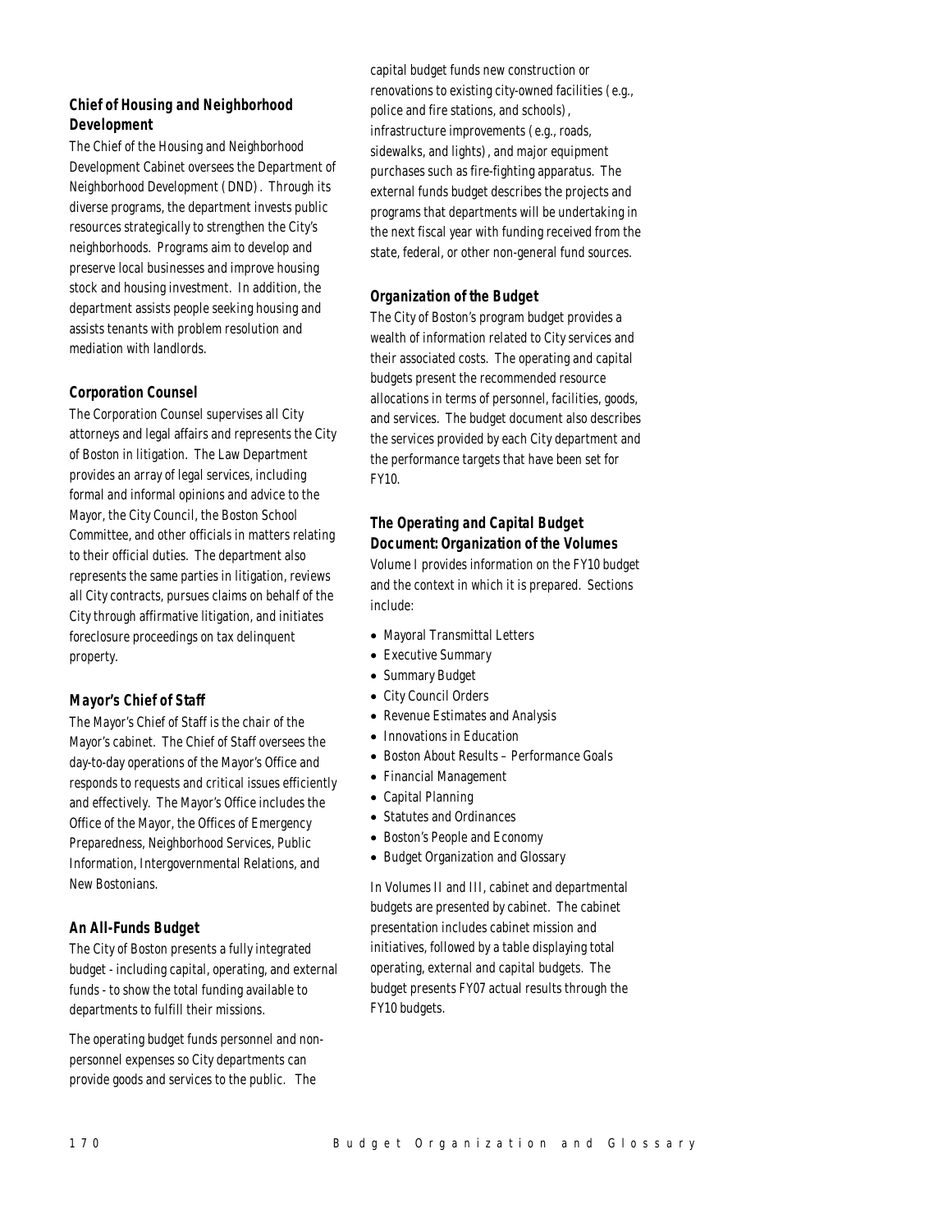### Chief of Housing and Neighborhood Development

The Chief of the Housing and Neighborhood Development Cabinet oversees the Department of Neighborhood Development (DND). Through its diverse programs, the department invests public resources strategically to strengthen the City's neighborhoods. Programs aim to develop and preserve local businesses and improve housing stock and housing investment. In addition, the department assists people seeking housing and assists tenants with problem resolution and mediation with landlords.

### Corporation Counsel

The Corporation Counsel supervises all City attorneys and legal affairs and represents the City of Boston in litigation. The Law Department provides an array of legal services, including formal and informal opinions and advice to the Mayor, the City Council, the Boston School Committee, and other officials in matters relating to their official duties. The department also represents the same parties in litigation, reviews all City contracts, pursues claims on behalf of the City through affirmative litigation, and initiates foreclosure proceedings on tax delinquent property.

### Mayor's Chief of Staff

The Mayor's Chief of Staff is the chair of the Mayor's cabinet. The Chief of Staff oversees the day-to-day operations of the Mayor's Office and responds to requests and critical issues efficiently and effectively. The Mayor's Office includes the Office of the Mayor, the Offices of Emergency Preparedness, Neighborhood Services, Public Information, Intergovernmental Relations, and New Bostonians.

### An All-Funds Budget

The City of Boston presents a fully integrated budget - including capital, operating, and external funds - to show the total funding available to departments to fulfill their missions.

The operating budget funds personnel and non-personnel expenses so City departments can provide goods and services to the public. The capital budget funds new construction or renovations to existing city-owned facilities (e.g., police and fire stations, and schools), infrastructure improvements (e.g., roads, sidewalks, and lights), and major equipment purchases such as fire-fighting apparatus. The external funds budget describes the projects and programs that departments will be undertaking in the next fiscal year with funding received from the state, federal, or other non-general fund sources.

### Organization of the Budget

The City of Boston's program budget provides a wealth of information related to City services and their associated costs. The operating and capital budgets present the recommended resource allocations in terms of personnel, facilities, goods, and services. The budget document also describes the services provided by each City department and the performance targets that have been set for FY10.

### The Operating and Capital Budget Document: Organization of the Volumes

Volume I provides information on the FY10 budget and the context in which it is prepared. Sections include:

- Mayoral Transmittal Letters
- Executive Summary
- Summary Budget
- City Council Orders
- Revenue Estimates and Analysis
- Innovations in Education
- Boston About Results – Performance Goals
- Financial Management
- Capital Planning
- Statutes and Ordinances
- Boston's People and Economy
- Budget Organization and Glossary

In Volumes II and III, cabinet and departmental budgets are presented by cabinet. The cabinet presentation includes cabinet mission and initiatives, followed by a table displaying total operating, external and capital budgets. The budget presents FY07 actual results through the FY10 budgets.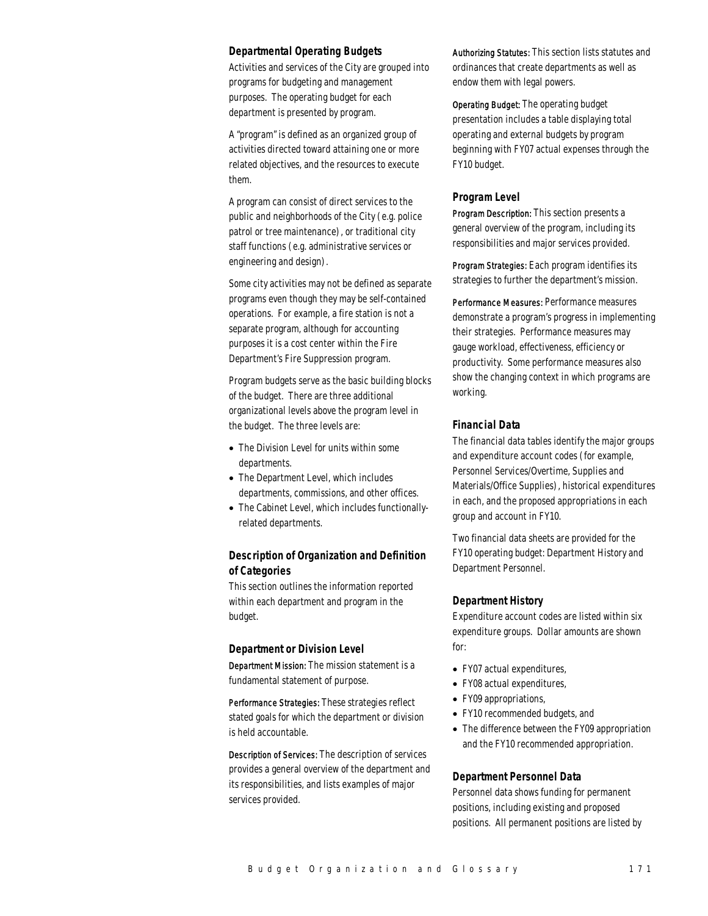### Departmental Operating Budgets

Activities and services of the City are grouped into programs for budgeting and management purposes. The operating budget for each department is presented by program.

A "program" is defined as an organized group of activities directed toward attaining one or more related objectives, and the resources to execute them.

A program can consist of direct services to the public and neighborhoods of the City (e.g. police patrol or tree maintenance), or traditional city staff functions (e.g. administrative services or engineering and design).

Some city activities may not be defined as separate programs even though they may be self-contained operations. For example, a fire station is not a separate program, although for accounting purposes it is a cost center within the Fire Department's Fire Suppression program.

Program budgets serve as the basic building blocks of the budget. There are three additional organizational levels above the program level in the budget. The three levels are:

- The Division Level for units within some departments.
- The Department Level, which includes departments, commissions, and other offices.
- The Cabinet Level, which includes functionally-related departments.

### Description of Organization and Definition of Categories

This section outlines the information reported within each department and program in the budget.

### Department or Division Level

Department Mission: The mission statement is a fundamental statement of purpose.

Performance Strategies: These strategies reflect stated goals for which the department or division is held accountable.

Description of Services: The description of services provides a general overview of the department and its responsibilities, and lists examples of major services provided.

Authorizing Statutes: This section lists statutes and ordinances that create departments as well as endow them with legal powers.

Operating Budget: The operating budget presentation includes a table displaying total operating and external budgets by program beginning with FY07 actual expenses through the FY10 budget.

### Program Level

Program Description: This section presents a general overview of the program, including its responsibilities and major services provided.

Program Strategies: Each program identifies its strategies to further the department's mission.

Performance Measures: Performance measures demonstrate a program's progress in implementing their strategies. Performance measures may gauge workload, effectiveness, efficiency or productivity. Some performance measures also show the changing context in which programs are working.

### Financial Data

The financial data tables identify the major groups and expenditure account codes (for example, Personnel Services/Overtime, Supplies and Materials/Office Supplies), historical expenditures in each, and the proposed appropriations in each group and account in FY10.

Two financial data sheets are provided for the FY10 operating budget: Department History and Department Personnel.

### Department History

Expenditure account codes are listed within six expenditure groups. Dollar amounts are shown for:

- FY07 actual expenditures,
- FY08 actual expenditures,
- FY09 appropriations,
- FY10 recommended budgets, and
- The difference between the FY09 appropriation and the FY10 recommended appropriation.

### Department Personnel Data

Personnel data shows funding for permanent positions, including existing and proposed positions. All permanent positions are listed by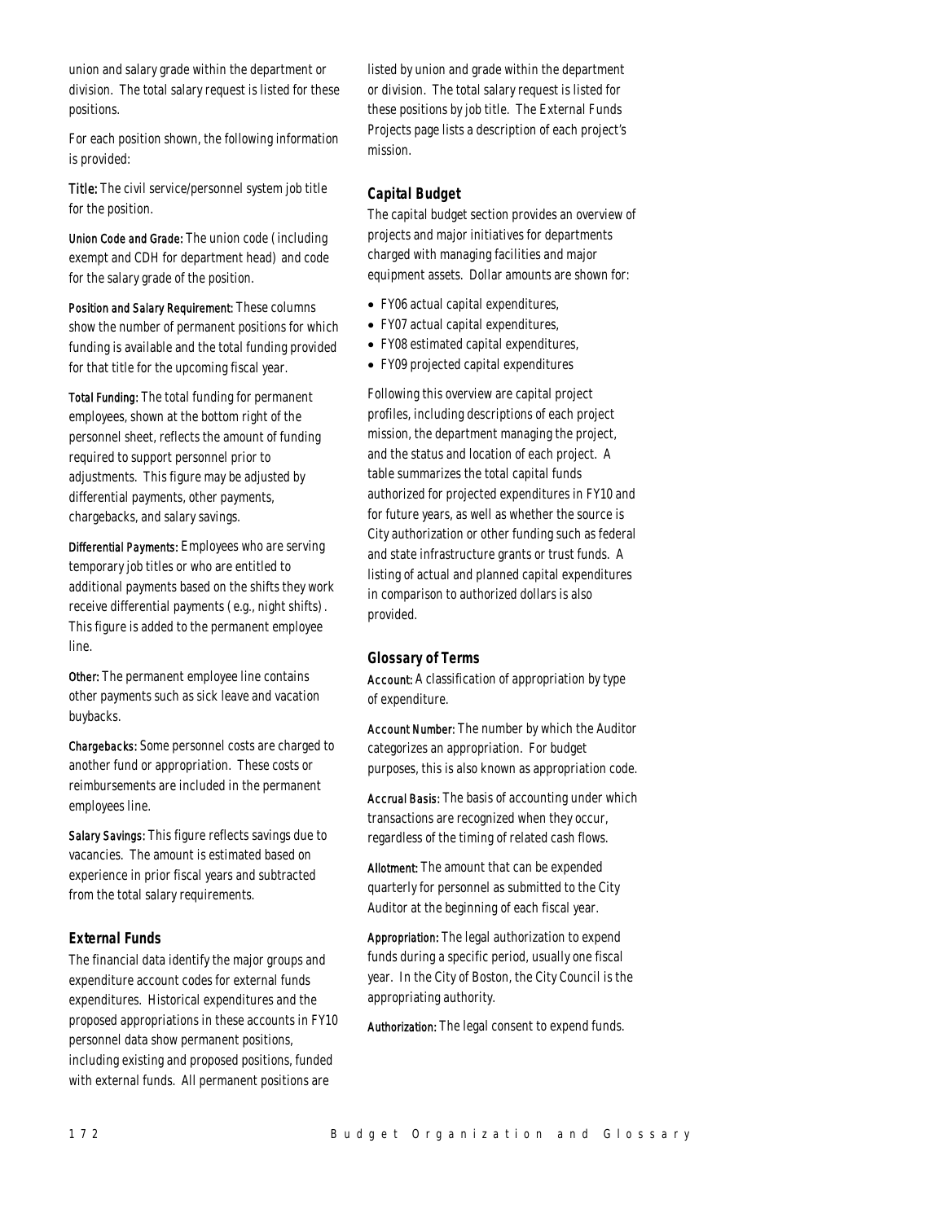union and salary grade within the department or division. The total salary request is listed for these positions.

For each position shown, the following information is provided:

**Title:** The civil service/personnel system job title for the position.

**Union Code and Grade:** The union code (including exempt and CDH for department head) and code for the salary grade of the position.

**Position and Salary Requirement:** These columns show the number of permanent positions for which funding is available and the total funding provided for that title for the upcoming fiscal year.

**Total Funding:** The total funding for permanent employees, shown at the bottom right of the personnel sheet, reflects the amount of funding required to support personnel prior to adjustments. This figure may be adjusted by differential payments, other payments, chargebacks, and salary savings.

**Differential Payments:** Employees who are serving temporary job titles or who are entitled to additional payments based on the shifts they work receive differential payments (e.g., night shifts). This figure is added to the permanent employee line.

**Other:** The permanent employee line contains other payments such as sick leave and vacation buybacks.

**Chargebacks:** Some personnel costs are charged to another fund or appropriation. These costs or reimbursements are included in the permanent employees line.

**Salary Savings:** This figure reflects savings due to vacancies. The amount is estimated based on experience in prior fiscal years and subtracted from the total salary requirements.

### External Funds

The financial data identify the major groups and expenditure account codes for external funds expenditures. Historical expenditures and the proposed appropriations in these accounts in FY10 personnel data show permanent positions, including existing and proposed positions, funded with external funds. All permanent positions are listed by union and grade within the department or division. The total salary request is listed for these positions by job title. The External Funds Projects page lists a description of each project's mission.

### Capital Budget

The capital budget section provides an overview of projects and major initiatives for departments charged with managing facilities and major equipment assets. Dollar amounts are shown for:

- FY06 actual capital expenditures,
- FY07 actual capital expenditures,
- FY08 estimated capital expenditures,
- FY09 projected capital expenditures

Following this overview are capital project profiles, including descriptions of each project mission, the department managing the project, and the status and location of each project. A table summarizes the total capital funds authorized for projected expenditures in FY10 and for future years, as well as whether the source is City authorization or other funding such as federal and state infrastructure grants or trust funds. A listing of actual and planned capital expenditures in comparison to authorized dollars is also provided.

### Glossary of Terms

**Account:** A classification of appropriation by type of expenditure.

**Account Number:** The number by which the Auditor categorizes an appropriation. For budget purposes, this is also known as appropriation code.

**Accrual Basis:** The basis of accounting under which transactions are recognized when they occur, regardless of the timing of related cash flows.

**Allotment:** The amount that can be expended quarterly for personnel as submitted to the City Auditor at the beginning of each fiscal year.

**Appropriation:** The legal authorization to expend funds during a specific period, usually one fiscal year. In the City of Boston, the City Council is the appropriating authority.

**Authorization:** The legal consent to expend funds.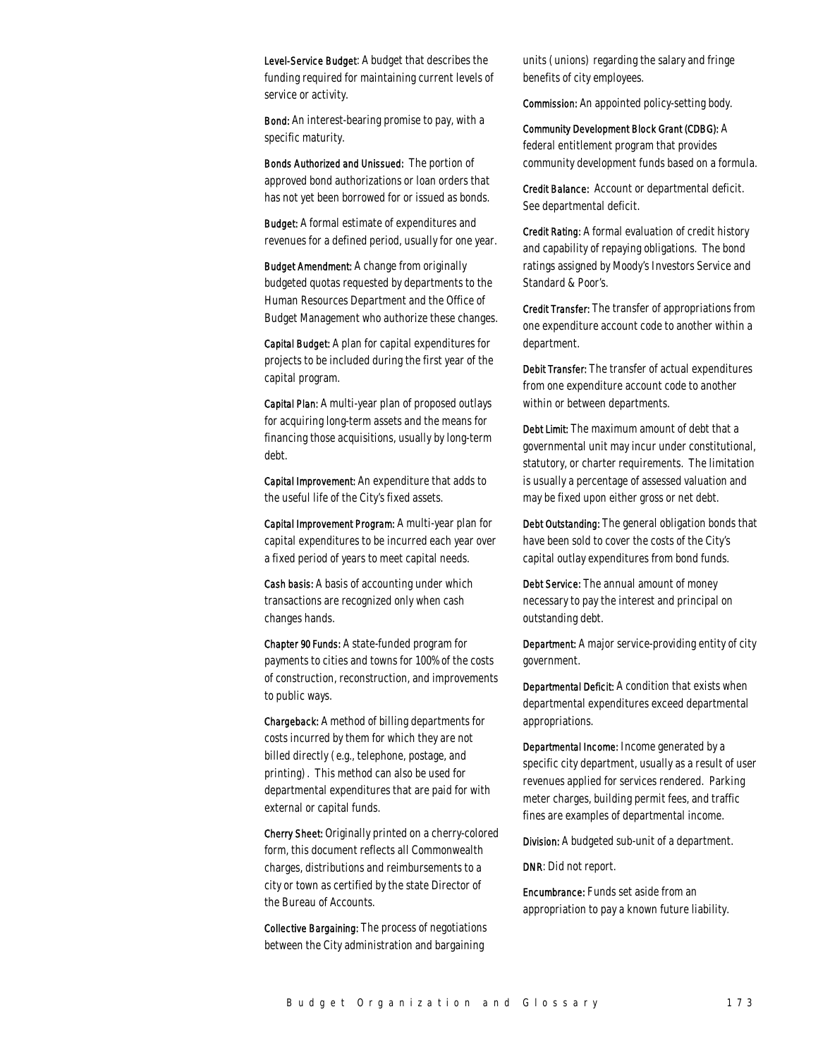**Level-Service Budget**: A budget that describes the funding required for maintaining current levels of service or activity.

**Bond:** An interest-bearing promise to pay, with a specific maturity.

**Bonds Authorized and Unissued:** The portion of approved bond authorizations or loan orders that has not yet been borrowed for or issued as bonds.

**Budget:** A formal estimate of expenditures and revenues for a defined period, usually for one year.

**Budget Amendment:** A change from originally budgeted quotas requested by departments to the Human Resources Department and the Office of Budget Management who authorize these changes.

**Capital Budget:** A plan for capital expenditures for projects to be included during the first year of the capital program.

**Capital Plan:** A multi-year plan of proposed outlays for acquiring long-term assets and the means for financing those acquisitions, usually by long-term debt.

**Capital Improvement:** An expenditure that adds to the useful life of the City's fixed assets.

**Capital Improvement Program:** A multi-year plan for capital expenditures to be incurred each year over a fixed period of years to meet capital needs.

**Cash basis:** A basis of accounting under which transactions are recognized only when cash changes hands.

**Chapter 90 Funds:** A state-funded program for payments to cities and towns for 100% of the costs of construction, reconstruction, and improvements to public ways.

**Chargeback:** A method of billing departments for costs incurred by them for which they are not billed directly (e.g., telephone, postage, and printing). This method can also be used for departmental expenditures that are paid for with external or capital funds.

**Cherry Sheet:** Originally printed on a cherry-colored form, this document reflects all Commonwealth charges, distributions and reimbursements to a city or town as certified by the state Director of the Bureau of Accounts.

**Collective Bargaining:** The process of negotiations between the City administration and bargaining units (unions) regarding the salary and fringe benefits of city employees.

**Commission:** An appointed policy-setting body.

**Community Development Block Grant (CDBG):** A federal entitlement program that provides community development funds based on a formula.

**Credit Balance:** Account or departmental deficit. See departmental deficit.

**Credit Rating:** A formal evaluation of credit history and capability of repaying obligations. The bond ratings assigned by Moody's Investors Service and Standard & Poor's.

**Credit Transfer:** The transfer of appropriations from one expenditure account code to another within a department.

**Debit Transfer:** The transfer of actual expenditures from one expenditure account code to another within or between departments.

**Debt Limit:** The maximum amount of debt that a governmental unit may incur under constitutional, statutory, or charter requirements. The limitation is usually a percentage of assessed valuation and may be fixed upon either gross or net debt.

**Debt Outstanding:** The general obligation bonds that have been sold to cover the costs of the City's capital outlay expenditures from bond funds.

**Debt Service:** The annual amount of money necessary to pay the interest and principal on outstanding debt.

**Department:** A major service-providing entity of city government.

**Departmental Deficit:** A condition that exists when departmental expenditures exceed departmental appropriations.

**Departmental Income:** Income generated by a specific city department, usually as a result of user revenues applied for services rendered. Parking meter charges, building permit fees, and traffic fines are examples of departmental income.

**Division:** A budgeted sub-unit of a department.

**DNR**: Did not report.

**Encumbrance:** Funds set aside from an appropriation to pay a known future liability.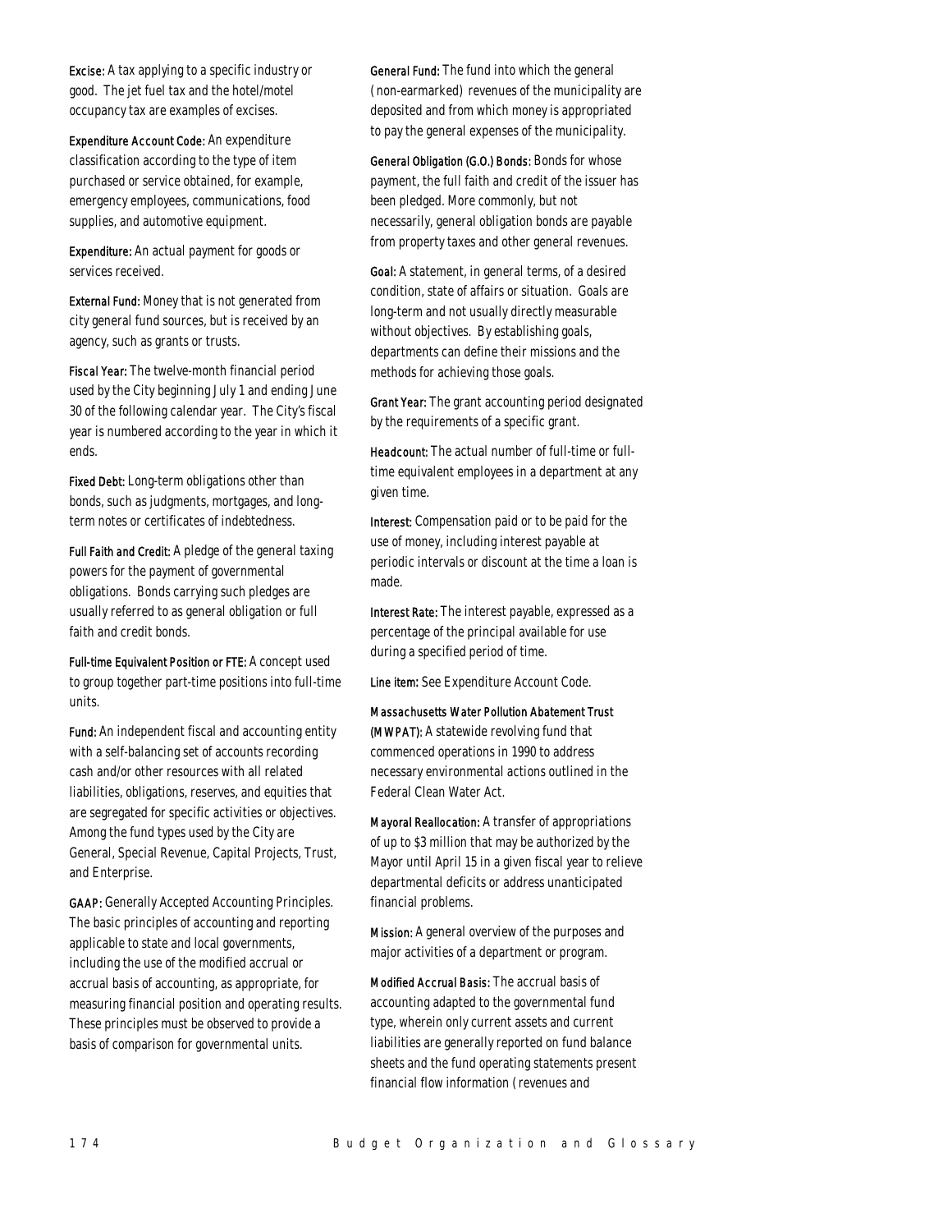**Excise:** A tax applying to a specific industry or good. The jet fuel tax and the hotel/motel occupancy tax are examples of excises.

**Expenditure Account Code:** An expenditure classification according to the type of item purchased or service obtained, for example, emergency employees, communications, food supplies, and automotive equipment.

**Expenditure:** An actual payment for goods or services received.

**External Fund:** Money that is not generated from city general fund sources, but is received by an agency, such as grants or trusts.

**Fiscal Year:** The twelve-month financial period used by the City beginning July 1 and ending June 30 of the following calendar year. The City's fiscal year is numbered according to the year in which it ends.

**Fixed Debt:** Long-term obligations other than bonds, such as judgments, mortgages, and long-term notes or certificates of indebtedness.

**Full Faith and Credit:** A pledge of the general taxing powers for the payment of governmental obligations. Bonds carrying such pledges are usually referred to as general obligation or full faith and credit bonds.

**Full-time Equivalent Position or FTE:** A concept used to group together part-time positions into full-time units.

**Fund:** An independent fiscal and accounting entity with a self-balancing set of accounts recording cash and/or other resources with all related liabilities, obligations, reserves, and equities that are segregated for specific activities or objectives. Among the fund types used by the City are General, Special Revenue, Capital Projects, Trust, and Enterprise.

**GAAP:** Generally Accepted Accounting Principles. The basic principles of accounting and reporting applicable to state and local governments, including the use of the modified accrual or accrual basis of accounting, as appropriate, for measuring financial position and operating results. These principles must be observed to provide a basis of comparison for governmental units.

**General Fund:** The fund into which the general (non-earmarked) revenues of the municipality are deposited and from which money is appropriated to pay the general expenses of the municipality.

**General Obligation (G.O.) Bonds:** Bonds for whose payment, the full faith and credit of the issuer has been pledged. More commonly, but not necessarily, general obligation bonds are payable from property taxes and other general revenues.

**Goal:** A statement, in general terms, of a desired condition, state of affairs or situation. Goals are long-term and not usually directly measurable without objectives. By establishing goals, departments can define their missions and the methods for achieving those goals.

**Grant Year:** The grant accounting period designated by the requirements of a specific grant.

**Headcount:** The actual number of full-time or full-time equivalent employees in a department at any given time.

**Interest:** Compensation paid or to be paid for the use of money, including interest payable at periodic intervals or discount at the time a loan is made.

**Interest Rate:** The interest payable, expressed as a percentage of the principal available for use during a specified period of time.

**Line item:** See Expenditure Account Code.

**Massachusetts Water Pollution Abatement Trust (MWPAT):** A statewide revolving fund that commenced operations in 1990 to address necessary environmental actions outlined in the Federal Clean Water Act.

**Mayoral Reallocation:** A transfer of appropriations of up to $3 million that may be authorized by the Mayor until April 15 in a given fiscal year to relieve departmental deficits or address unanticipated financial problems.

**Mission:** A general overview of the purposes and major activities of a department or program.

**Modified Accrual Basis:** The accrual basis of accounting adapted to the governmental fund type, wherein only current assets and current liabilities are generally reported on fund balance sheets and the fund operating statements present financial flow information (revenues and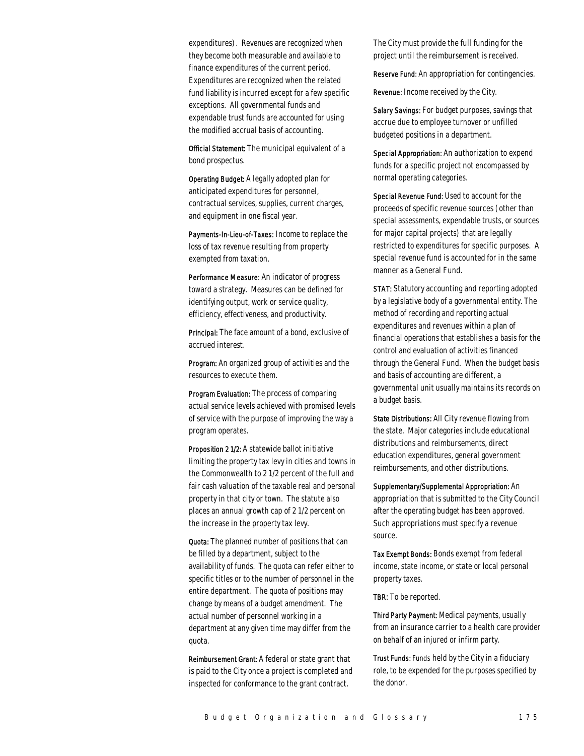expenditures). Revenues are recognized when they become both measurable and available to finance expenditures of the current period. Expenditures are recognized when the related fund liability is incurred except for a few specific exceptions. All governmental funds and expendable trust funds are accounted for using the modified accrual basis of accounting.

**Official Statement:** The municipal equivalent of a bond prospectus.

**Operating Budget:** A legally adopted plan for anticipated expenditures for personnel, contractual services, supplies, current charges, and equipment in one fiscal year.

**Payments-In-Lieu-of-Taxes:** Income to replace the loss of tax revenue resulting from property exempted from taxation.

**Performance Measure:** An indicator of progress toward a strategy. Measures can be defined for identifying output, work or service quality, efficiency, effectiveness, and productivity.

**Principal:** The face amount of a bond, exclusive of accrued interest.

**Program:** An organized group of activities and the resources to execute them.

**Program Evaluation:** The process of comparing actual service levels achieved with promised levels of service with the purpose of improving the way a program operates.

**Proposition 2 1/2:** A statewide ballot initiative limiting the property tax levy in cities and towns in the Commonwealth to 2 1/2 percent of the full and fair cash valuation of the taxable real and personal property in that city or town. The statute also places an annual growth cap of 2 1/2 percent on the increase in the property tax levy.

**Quota:** The planned number of positions that can be filled by a department, subject to the availability of funds. The quota can refer either to specific titles or to the number of personnel in the entire department. The quota of positions may change by means of a budget amendment. The actual number of personnel working in a department at any given time may differ from the quota.

**Reimbursement Grant:** A federal or state grant that is paid to the City once a project is completed and inspected for conformance to the grant contract. The City must provide the full funding for the project until the reimbursement is received.

**Reserve Fund:** An appropriation for contingencies.

**Revenue:** Income received by the City.

**Salary Savings:** For budget purposes, savings that accrue due to employee turnover or unfilled budgeted positions in a department.

**Special Appropriation:** An authorization to expend funds for a specific project not encompassed by normal operating categories.

**Special Revenue Fund:** Used to account for the proceeds of specific revenue sources (other than special assessments, expendable trusts, or sources for major capital projects) that are legally restricted to expenditures for specific purposes. A special revenue fund is accounted for in the same manner as a General Fund.

**STAT:** Statutory accounting and reporting adopted by a legislative body of a governmental entity. The method of recording and reporting actual expenditures and revenues within a plan of financial operations that establishes a basis for the control and evaluation of activities financed through the General Fund. When the budget basis and basis of accounting are different, a governmental unit usually maintains its records on a budget basis.

**State Distributions:** All City revenue flowing from the state. Major categories include educational distributions and reimbursements, direct education expenditures, general government reimbursements, and other distributions.

**Supplementary/Supplemental Appropriation:** An appropriation that is submitted to the City Council after the operating budget has been approved. Such appropriations must specify a revenue source.

**Tax Exempt Bonds:** Bonds exempt from federal income, state income, or state or local personal property taxes.

**TBR:** To be reported.

**Third Party Payment:** Medical payments, usually from an insurance carrier to a health care provider on behalf of an injured or infirm party.

**Trust Funds:** Funds held by the City in a fiduciary role, to be expended for the purposes specified by the donor.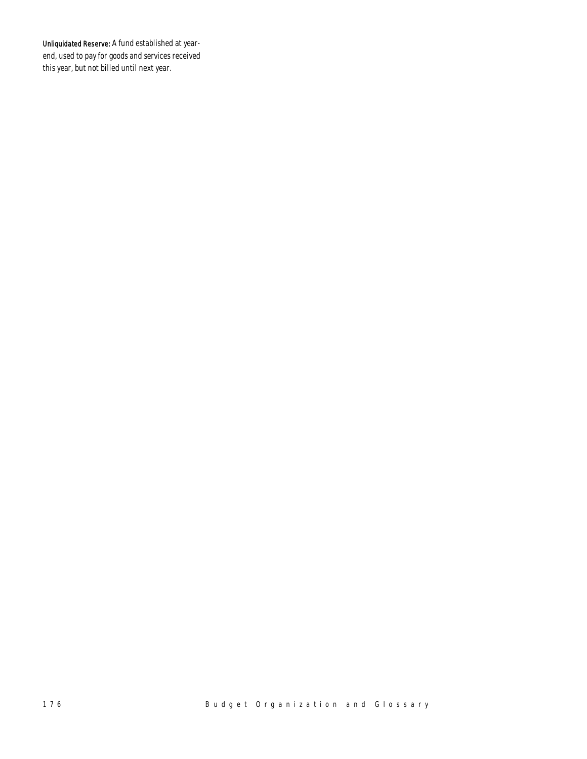**Unliquidated Reserve:** A fund established at year-end, used to pay for goods and services received this year, but not billed until next year.